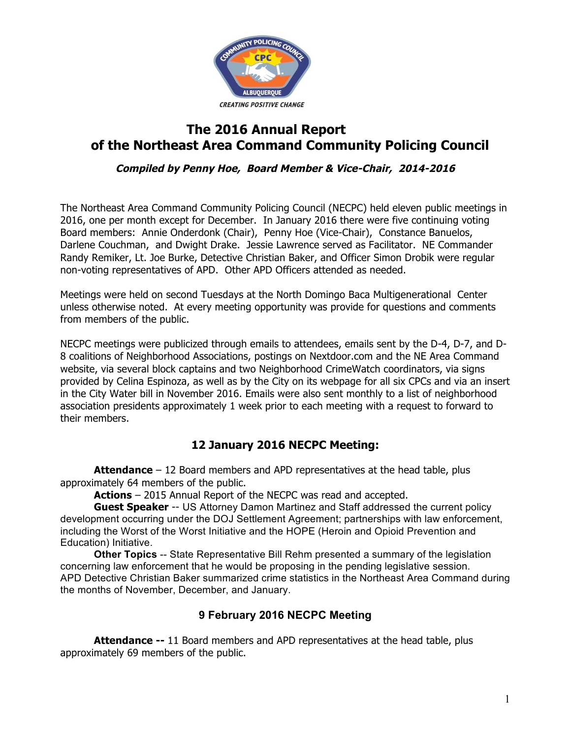# The 2016 Annual Report of the Northeast Area Command Community Policing Council

***Compiled by Penny Hoe, Board Member & Vice-Chair, 2014-2016***

The Northeast Area Command Community Policing Council (NECPC) held eleven public meetings in 2016, one per month except for December. In January 2016 there were five continuing voting Board members: Annie Onderdonk (Chair), Penny Hoe (Vice-Chair), Constance Banuelos, Darlene Couchman, and Dwight Drake. Jessie Lawrence served as Facilitator. NE Commander Randy Remiker, Lt. Joe Burke, Detective Christian Baker, and Officer Simon Drobik were regular non-voting representatives of APD. Other APD Officers attended as needed.

Meetings were held on second Tuesdays at the North Domingo Baca Multigenerational Center unless otherwise noted. At every meeting opportunity was provide for questions and comments from members of the public.

NECPC meetings were publicized through emails to attendees, emails sent by the D-4, D-7, and D-8 coalitions of Neighborhood Associations, postings on Nextdoor.com and the NE Area Command website, via several block captains and two Neighborhood CrimeWatch coordinators, via signs provided by Celina Espinoza, as well as by the City on its webpage for all six CPCs and via an insert in the City Water bill in November 2016. Emails were also sent monthly to a list of neighborhood association presidents approximately 1 week prior to each meeting with a request to forward to their members.

## 12 January 2016 NECPC Meeting:

**Attendance** – 12 Board members and APD representatives at the head table, plus approximately 64 members of the public.

**Actions** – 2015 Annual Report of the NECPC was read and accepted.

**Guest Speaker** -- US Attorney Damon Martinez and Staff addressed the current policy development occurring under the DOJ Settlement Agreement; partnerships with law enforcement, including the Worst of the Worst Initiative and the HOPE (Heroin and Opioid Prevention and Education) Initiative.

**Other Topics** -- State Representative Bill Rehm presented a summary of the legislation concerning law enforcement that he would be proposing in the pending legislative session. APD Detective Christian Baker summarized crime statistics in the Northeast Area Command during the months of November, December, and January.

## 9 February 2016 NECPC Meeting

**Attendance --** 11 Board members and APD representatives at the head table, plus approximately 69 members of the public.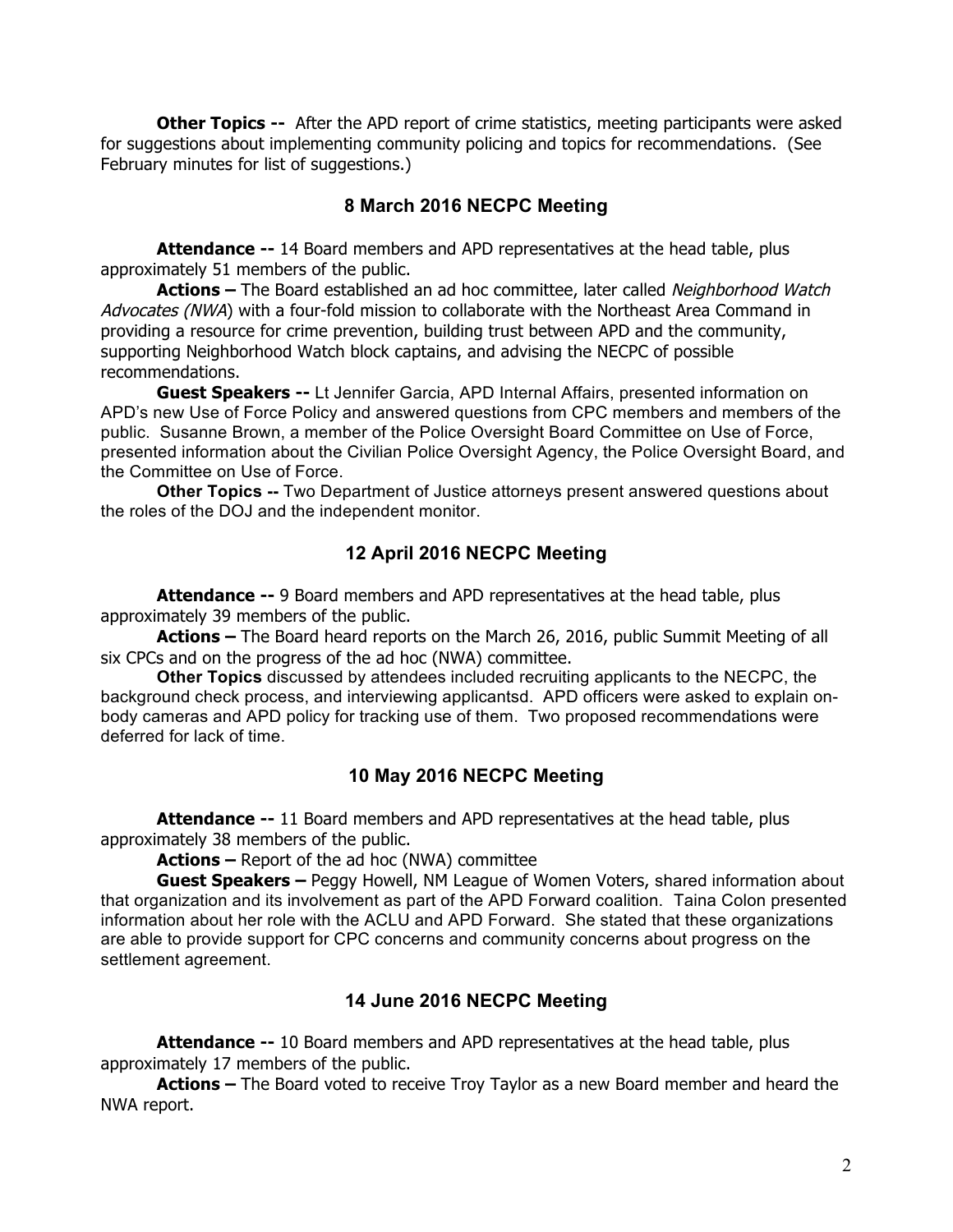**Other Topics --** After the APD report of crime statistics, meeting participants were asked for suggestions about implementing community policing and topics for recommendations. (See February minutes for list of suggestions.)

## 8 March 2016 NECPC Meeting

**Attendance --** 14 Board members and APD representatives at the head table, plus approximately 51 members of the public.

**Actions –** The Board established an ad hoc committee, later called *Neighborhood Watch Advocates (NWA*) with a four-fold mission to collaborate with the Northeast Area Command in providing a resource for crime prevention, building trust between APD and the community, supporting Neighborhood Watch block captains, and advising the NECPC of possible recommendations.

**Guest Speakers --** Lt Jennifer Garcia, APD Internal Affairs, presented information on APD's new Use of Force Policy and answered questions from CPC members and members of the public. Susanne Brown, a member of the Police Oversight Board Committee on Use of Force, presented information about the Civilian Police Oversight Agency, the Police Oversight Board, and the Committee on Use of Force.

**Other Topics --** Two Department of Justice attorneys present answered questions about the roles of the DOJ and the independent monitor.

## 12 April 2016 NECPC Meeting

**Attendance --** 9 Board members and APD representatives at the head table, plus approximately 39 members of the public.

**Actions –** The Board heard reports on the March 26, 2016, public Summit Meeting of all six CPCs and on the progress of the ad hoc (NWA) committee.

**Other Topics** discussed by attendees included recruiting applicants to the NECPC, the background check process, and interviewing applicantsd. APD officers were asked to explain on-body cameras and APD policy for tracking use of them. Two proposed recommendations were deferred for lack of time.

## 10 May 2016 NECPC Meeting

**Attendance --** 11 Board members and APD representatives at the head table, plus approximately 38 members of the public.

**Actions –** Report of the ad hoc (NWA) committee

**Guest Speakers –** Peggy Howell, NM League of Women Voters, shared information about that organization and its involvement as part of the APD Forward coalition. Taina Colon presented information about her role with the ACLU and APD Forward. She stated that these organizations are able to provide support for CPC concerns and community concerns about progress on the settlement agreement.

## 14 June 2016 NECPC Meeting

**Attendance --** 10 Board members and APD representatives at the head table, plus approximately 17 members of the public.

**Actions –** The Board voted to receive Troy Taylor as a new Board member and heard the NWA report.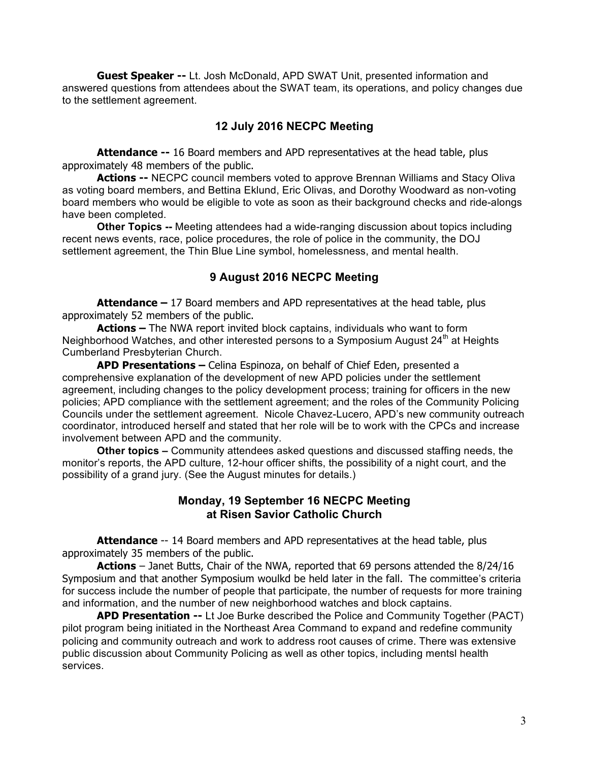**Guest Speaker --** Lt. Josh McDonald, APD SWAT Unit, presented information and answered questions from attendees about the SWAT team, its operations, and policy changes due to the settlement agreement.

## 12 July 2016 NECPC Meeting

**Attendance --** 16 Board members and APD representatives at the head table, plus approximately 48 members of the public.

**Actions --** NECPC council members voted to approve Brennan Williams and Stacy Oliva as voting board members, and Bettina Eklund, Eric Olivas, and Dorothy Woodward as non-voting board members who would be eligible to vote as soon as their background checks and ride-alongs have been completed.

**Other Topics --** Meeting attendees had a wide-ranging discussion about topics including recent news events, race, police procedures, the role of police in the community, the DOJ settlement agreement, the Thin Blue Line symbol, homelessness, and mental health.

## 9 August 2016 NECPC Meeting

**Attendance –** 17 Board members and APD representatives at the head table, plus approximately 52 members of the public.

**Actions –** The NWA report invited block captains, individuals who want to form Neighborhood Watches, and other interested persons to a Symposium August 24th at Heights Cumberland Presbyterian Church.

**APD Presentations –** Celina Espinoza, on behalf of Chief Eden, presented a comprehensive explanation of the development of new APD policies under the settlement agreement, including changes to the policy development process; training for officers in the new policies; APD compliance with the settlement agreement; and the roles of the Community Policing Councils under the settlement agreement. Nicole Chavez-Lucero, APD's new community outreach coordinator, introduced herself and stated that her role will be to work with the CPCs and increase involvement between APD and the community.

**Other topics –** Community attendees asked questions and discussed staffing needs, the monitor's reports, the APD culture, 12-hour officer shifts, the possibility of a night court, and the possibility of a grand jury. (See the August minutes for details.)

## Monday, 19 September 16 NECPC Meeting at Risen Savior Catholic Church

**Attendance** -- 14 Board members and APD representatives at the head table, plus approximately 35 members of the public.

**Actions** – Janet Butts, Chair of the NWA, reported that 69 persons attended the 8/24/16 Symposium and that another Symposium woulkd be held later in the fall. The committee's criteria for success include the number of people that participate, the number of requests for more training and information, and the number of new neighborhood watches and block captains.

**APD Presentation --** Lt Joe Burke described the Police and Community Together (PACT) pilot program being initiated in the Northeast Area Command to expand and redefine community policing and community outreach and work to address root causes of crime. There was extensive public discussion about Community Policing as well as other topics, including mentsl health services.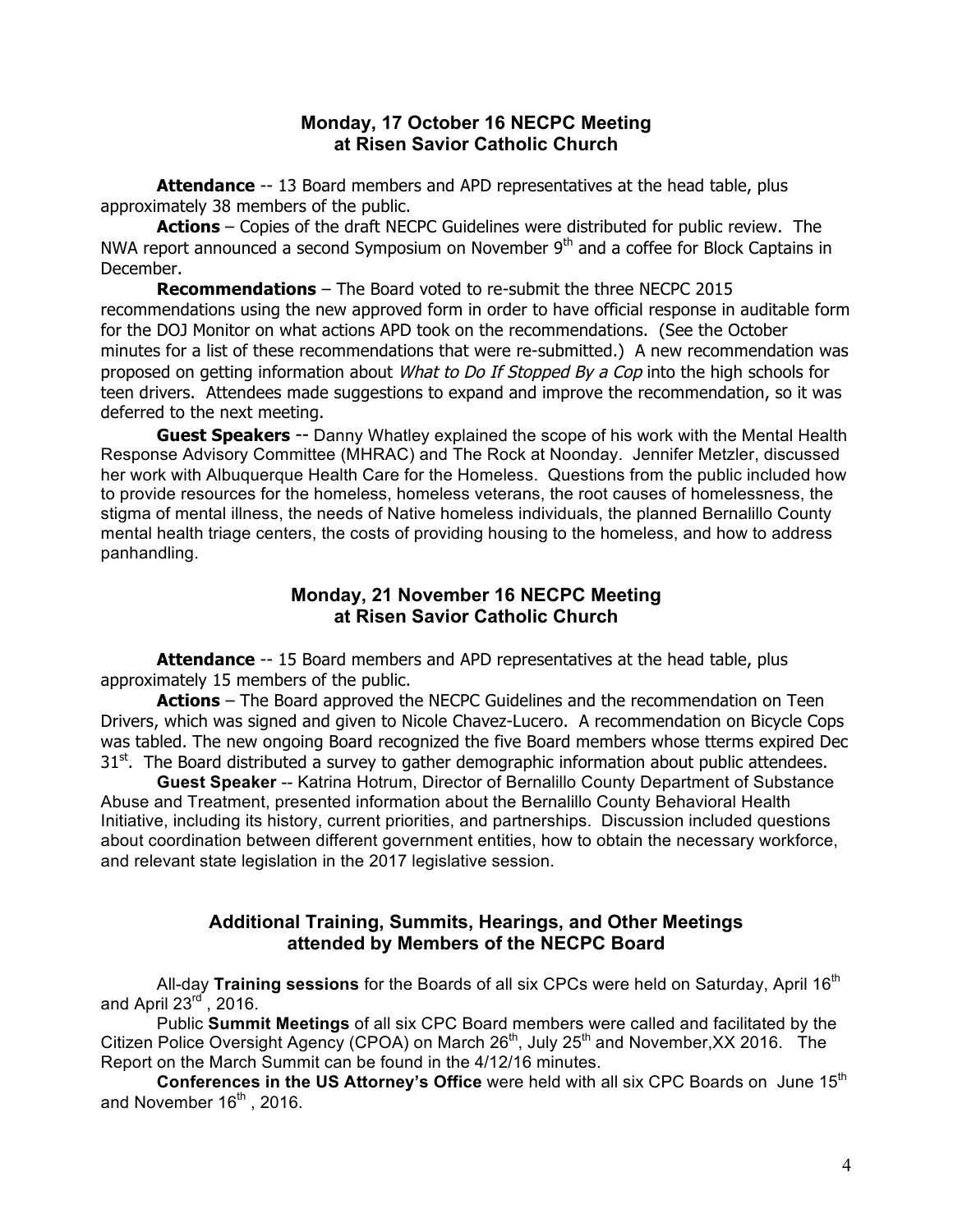## Monday, 17 October 16 NECPC Meeting at Risen Savior Catholic Church

**Attendance** -- 13 Board members and APD representatives at the head table, plus approximately 38 members of the public.

**Actions** – Copies of the draft NECPC Guidelines were distributed for public review. The NWA report announced a second Symposium on November 9th and a coffee for Block Captains in December.

**Recommendations** – The Board voted to re-submit the three NECPC 2015 recommendations using the new approved form in order to have official response in auditable form for the DOJ Monitor on what actions APD took on the recommendations. (See the October minutes for a list of these recommendations that were re-submitted.) A new recommendation was proposed on getting information about *What to Do If Stopped By a Cop* into the high schools for teen drivers. Attendees made suggestions to expand and improve the recommendation, so it was deferred to the next meeting.

**Guest Speakers** -- Danny Whatley explained the scope of his work with the Mental Health Response Advisory Committee (MHRAC) and The Rock at Noonday. Jennifer Metzler, discussed her work with Albuquerque Health Care for the Homeless. Questions from the public included how to provide resources for the homeless, homeless veterans, the root causes of homelessness, the stigma of mental illness, the needs of Native homeless individuals, the planned Bernalillo County mental health triage centers, the costs of providing housing to the homeless, and how to address panhandling.

## Monday, 21 November 16 NECPC Meeting at Risen Savior Catholic Church

**Attendance** -- 15 Board members and APD representatives at the head table, plus approximately 15 members of the public.

**Actions** – The Board approved the NECPC Guidelines and the recommendation on Teen Drivers, which was signed and given to Nicole Chavez-Lucero. A recommendation on Bicycle Cops was tabled. The new ongoing Board recognized the five Board members whose tterms expired Dec 31st. The Board distributed a survey to gather demographic information about public attendees.

**Guest Speaker** -- Katrina Hotrum, Director of Bernalillo County Department of Substance Abuse and Treatment, presented information about the Bernalillo County Behavioral Health Initiative, including its history, current priorities, and partnerships. Discussion included questions about coordination between different government entities, how to obtain the necessary workforce, and relevant state legislation in the 2017 legislative session.

## Additional Training, Summits, Hearings, and Other Meetings attended by Members of the NECPC Board

All-day **Training sessions** for the Boards of all six CPCs were held on Saturday, April 16th and April 23rd , 2016.

Public **Summit Meetings** of all six CPC Board members were called and facilitated by the Citizen Police Oversight Agency (CPOA) on March 26th, July 25th and November,XX 2016. The Report on the March Summit can be found in the 4/12/16 minutes.

**Conferences in the US Attorney's Office** were held with all six CPC Boards on June 15th and November 16th , 2016.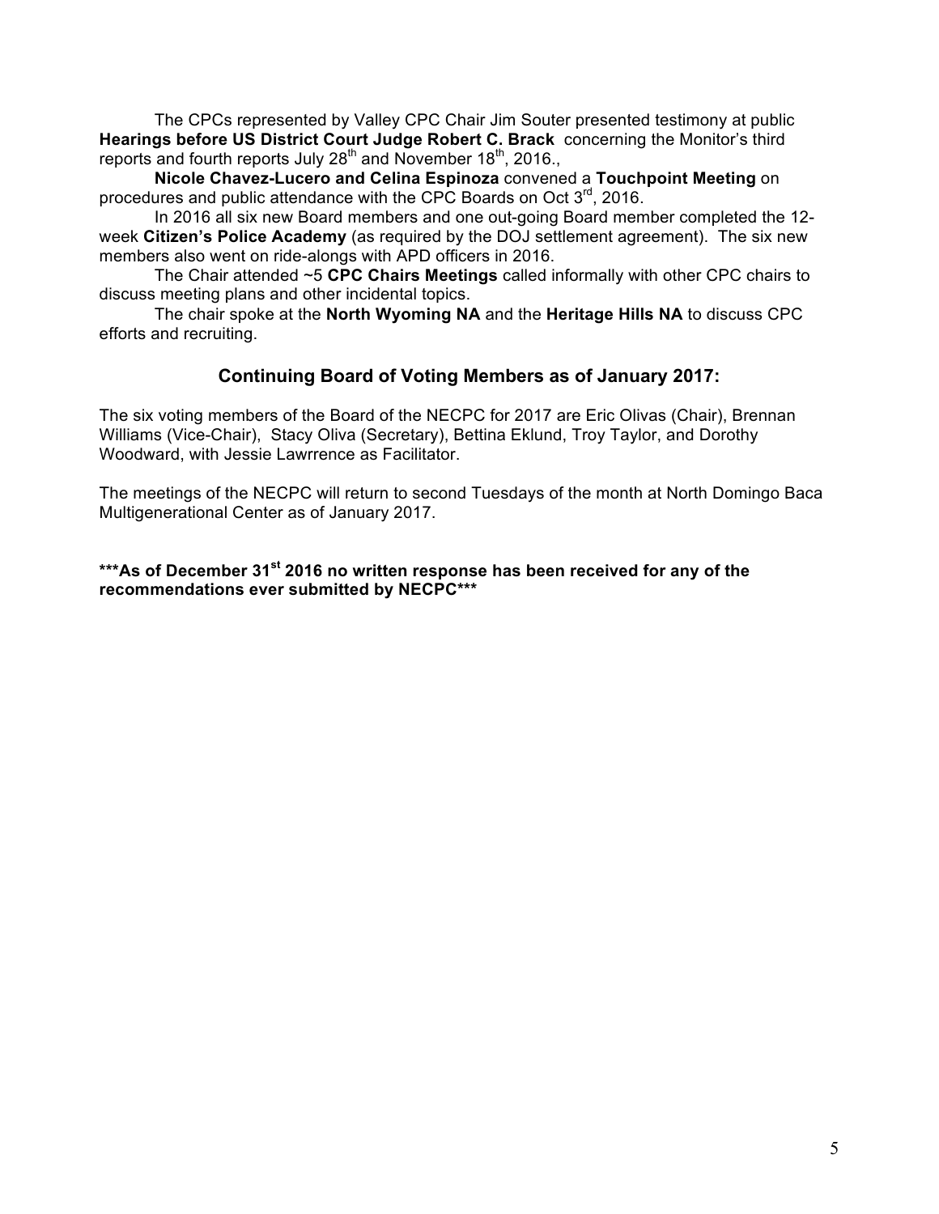The CPCs represented by Valley CPC Chair Jim Souter presented testimony at public **Hearings before US District Court Judge Robert C. Brack** concerning the Monitor's third reports and fourth reports July 28th and November 18th, 2016.,

**Nicole Chavez-Lucero and Celina Espinoza** convened a **Touchpoint Meeting** on procedures and public attendance with the CPC Boards on Oct 3rd, 2016.

In 2016 all six new Board members and one out-going Board member completed the 12-week **Citizen's Police Academy** (as required by the DOJ settlement agreement). The six new members also went on ride-alongs with APD officers in 2016.

The Chair attended ~5 **CPC Chairs Meetings** called informally with other CPC chairs to discuss meeting plans and other incidental topics.

The chair spoke at the **North Wyoming NA** and the **Heritage Hills NA** to discuss CPC efforts and recruiting.

## Continuing Board of Voting Members as of January 2017:

The six voting members of the Board of the NECPC for 2017 are Eric Olivas (Chair), Brennan Williams (Vice-Chair), Stacy Oliva (Secretary), Bettina Eklund, Troy Taylor, and Dorothy Woodward, with Jessie Lawrrence as Facilitator.

The meetings of the NECPC will return to second Tuesdays of the month at North Domingo Baca Multigenerational Center as of January 2017.

**\*\*\*As of December 31st 2016 no written response has been received for any of the recommendations ever submitted by NECPC\*\*\***